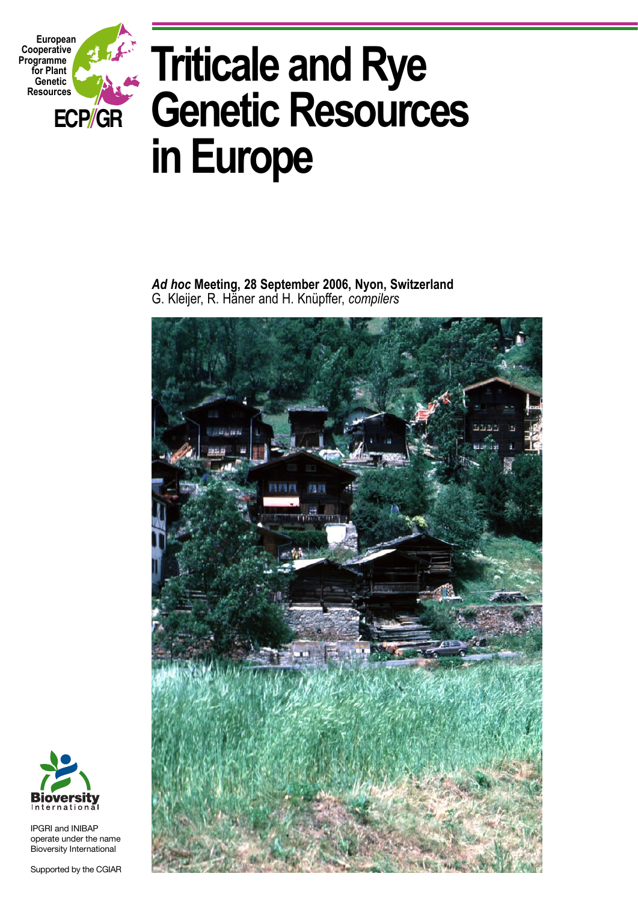European Cooperative Programme for Plant Genetic Resources

ECP/GR

# Triticale and Rye Genetic Resources in Europe

***Ad hoc* Meeting, 28 September 2006, Nyon, Switzerland**
G. Kleijer, R. Häner and H. Knüpffer, *compilers*

Bioversity International

IPGRI and INIBAP operate under the name Bioversity International

Supported by the CGIAR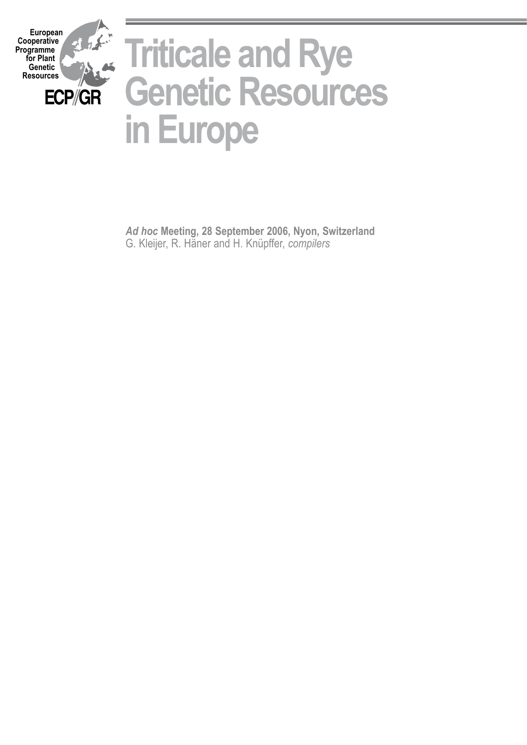European
Cooperative
Programme
for Plant
Genetic
Resources

**ECP/GR**

# Triticale and Rye Genetic Resources in Europe

***Ad hoc* Meeting, 28 September 2006, Nyon, Switzerland**
G. Kleijer, R. Häner and H. Knüpffer, *compilers*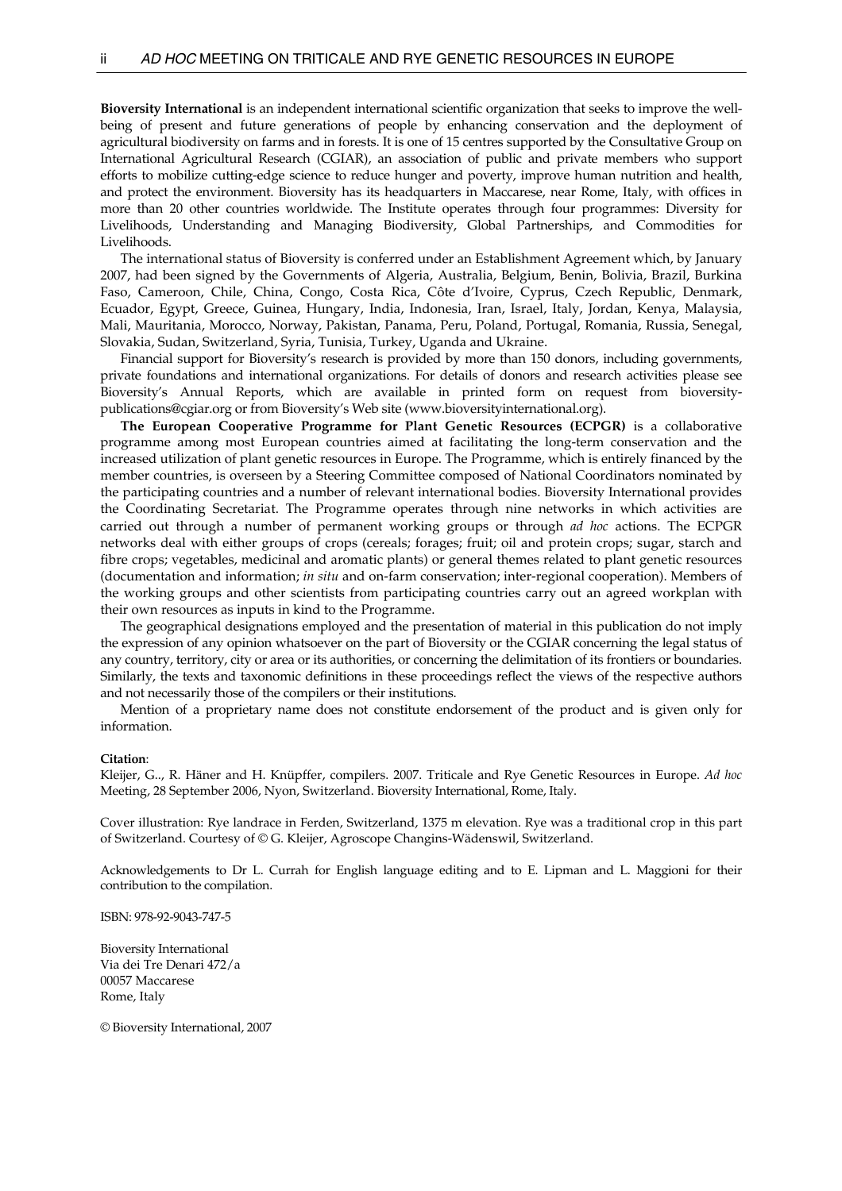**Bioversity International** is an independent international scientific organization that seeks to improve the well-being of present and future generations of people by enhancing conservation and the deployment of agricultural biodiversity on farms and in forests. It is one of 15 centres supported by the Consultative Group on International Agricultural Research (CGIAR), an association of public and private members who support efforts to mobilize cutting-edge science to reduce hunger and poverty, improve human nutrition and health, and protect the environment. Bioversity has its headquarters in Maccarese, near Rome, Italy, with offices in more than 20 other countries worldwide. The Institute operates through four programmes: Diversity for Livelihoods, Understanding and Managing Biodiversity, Global Partnerships, and Commodities for Livelihoods.

The international status of Bioversity is conferred under an Establishment Agreement which, by January 2007, had been signed by the Governments of Algeria, Australia, Belgium, Benin, Bolivia, Brazil, Burkina Faso, Cameroon, Chile, China, Congo, Costa Rica, Côte d'Ivoire, Cyprus, Czech Republic, Denmark, Ecuador, Egypt, Greece, Guinea, Hungary, India, Indonesia, Iran, Israel, Italy, Jordan, Kenya, Malaysia, Mali, Mauritania, Morocco, Norway, Pakistan, Panama, Peru, Poland, Portugal, Romania, Russia, Senegal, Slovakia, Sudan, Switzerland, Syria, Tunisia, Turkey, Uganda and Ukraine.

Financial support for Bioversity's research is provided by more than 150 donors, including governments, private foundations and international organizations. For details of donors and research activities please see Bioversity's Annual Reports, which are available in printed form on request from bioversity-publications@cgiar.org or from Bioversity's Web site (www.bioversityinternational.org).

**The European Cooperative Programme for Plant Genetic Resources (ECPGR)** is a collaborative programme among most European countries aimed at facilitating the long-term conservation and the increased utilization of plant genetic resources in Europe. The Programme, which is entirely financed by the member countries, is overseen by a Steering Committee composed of National Coordinators nominated by the participating countries and a number of relevant international bodies. Bioversity International provides the Coordinating Secretariat. The Programme operates through nine networks in which activities are carried out through a number of permanent working groups or through *ad hoc* actions. The ECPGR networks deal with either groups of crops (cereals; forages; fruit; oil and protein crops; sugar, starch and fibre crops; vegetables, medicinal and aromatic plants) or general themes related to plant genetic resources (documentation and information; *in situ* and on-farm conservation; inter-regional cooperation). Members of the working groups and other scientists from participating countries carry out an agreed workplan with their own resources as inputs in kind to the Programme.

The geographical designations employed and the presentation of material in this publication do not imply the expression of any opinion whatsoever on the part of Bioversity or the CGIAR concerning the legal status of any country, territory, city or area or its authorities, or concerning the delimitation of its frontiers or boundaries. Similarly, the texts and taxonomic definitions in these proceedings reflect the views of the respective authors and not necessarily those of the compilers or their institutions.

Mention of a proprietary name does not constitute endorsement of the product and is given only for information.

**Citation**:
Kleijer, G.., R. Häner and H. Knüpffer, compilers. 2007. Triticale and Rye Genetic Resources in Europe. *Ad hoc* Meeting, 28 September 2006, Nyon, Switzerland. Bioversity International, Rome, Italy.

Cover illustration: Rye landrace in Ferden, Switzerland, 1375 m elevation. Rye was a traditional crop in this part of Switzerland. Courtesy of © G. Kleijer, Agroscope Changins-Wädenswil, Switzerland.

Acknowledgements to Dr L. Currah for English language editing and to E. Lipman and L. Maggioni for their contribution to the compilation.

ISBN: 978-92-9043-747-5

Bioversity International
Via dei Tre Denari 472/a
00057 Maccarese
Rome, Italy

© Bioversity International, 2007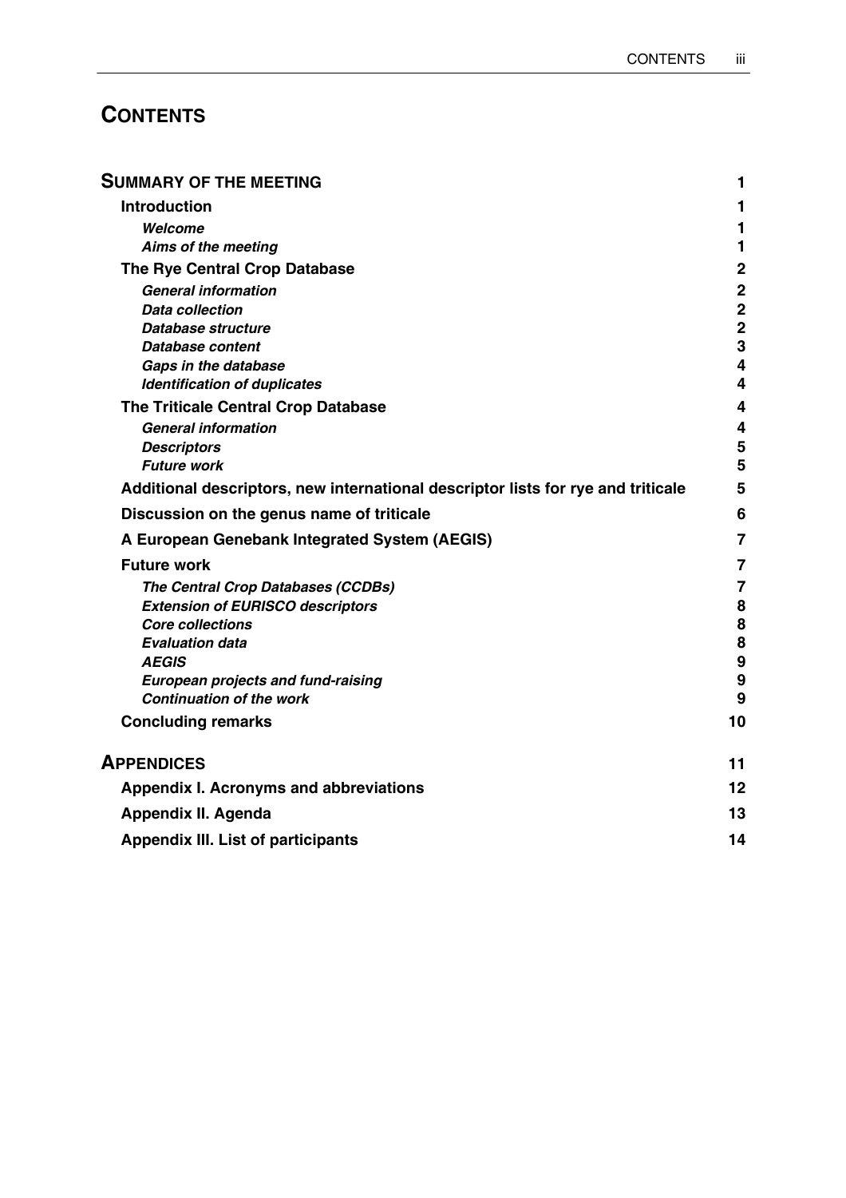# CONTENTS

| | |
|---|---|
| **SUMMARY OF THE MEETING** | **1** |
| **Introduction** | **1** |
| ***Welcome*** | **1** |
| ***Aims of the meeting*** | **1** |
| **The Rye Central Crop Database** | **2** |
| ***General information*** | **2** |
| ***Data collection*** | **2** |
| ***Database structure*** | **2** |
| ***Database content*** | **3** |
| ***Gaps in the database*** | **4** |
| ***Identification of duplicates*** | **4** |
| **The Triticale Central Crop Database** | **4** |
| ***General information*** | **4** |
| ***Descriptors*** | **5** |
| ***Future work*** | **5** |
| **Additional descriptors, new international descriptor lists for rye and triticale** | **5** |
| **Discussion on the genus name of triticale** | **6** |
| **A European Genebank Integrated System (AEGIS)** | **7** |
| **Future work** | **7** |
| ***The Central Crop Databases (CCDBs)*** | **7** |
| ***Extension of EURISCO descriptors*** | **8** |
| ***Core collections*** | **8** |
| ***Evaluation data*** | **8** |
| ***AEGIS*** | **9** |
| ***European projects and fund-raising*** | **9** |
| ***Continuation of the work*** | **9** |
| **Concluding remarks** | **10** |
| **APPENDICES** | **11** |
| **Appendix I. Acronyms and abbreviations** | **12** |
| **Appendix II. Agenda** | **13** |
| **Appendix III. List of participants** | **14** |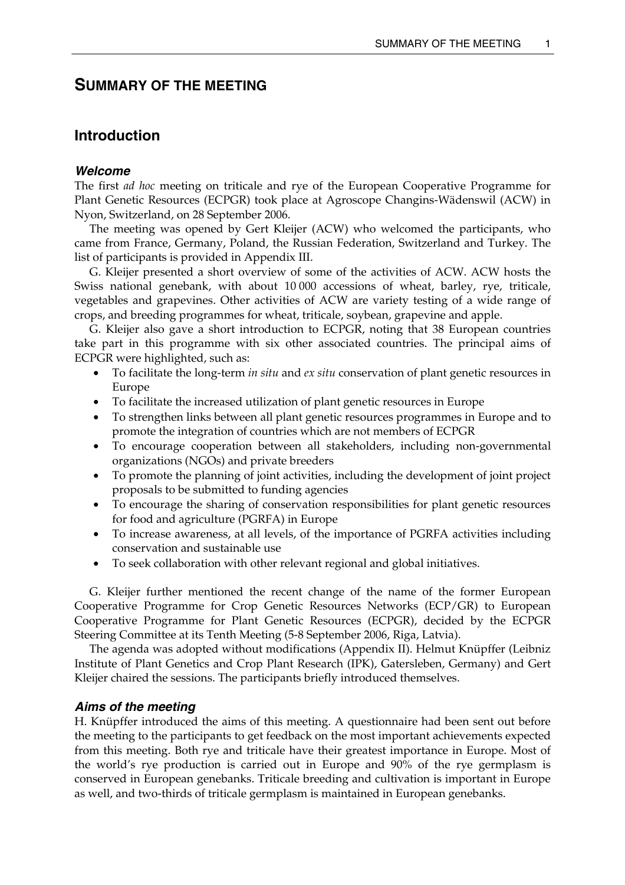# SUMMARY OF THE MEETING

## Introduction

### *Welcome*

The first *ad hoc* meeting on triticale and rye of the European Cooperative Programme for Plant Genetic Resources (ECPGR) took place at Agroscope Changins-Wädenswil (ACW) in Nyon, Switzerland, on 28 September 2006.

The meeting was opened by Gert Kleijer (ACW) who welcomed the participants, who came from France, Germany, Poland, the Russian Federation, Switzerland and Turkey. The list of participants is provided in Appendix III.

G. Kleijer presented a short overview of some of the activities of ACW. ACW hosts the Swiss national genebank, with about 10 000 accessions of wheat, barley, rye, triticale, vegetables and grapevines. Other activities of ACW are variety testing of a wide range of crops, and breeding programmes for wheat, triticale, soybean, grapevine and apple.

G. Kleijer also gave a short introduction to ECPGR, noting that 38 European countries take part in this programme with six other associated countries. The principal aims of ECPGR were highlighted, such as:

- To facilitate the long-term *in situ* and *ex situ* conservation of plant genetic resources in Europe
- To facilitate the increased utilization of plant genetic resources in Europe
- To strengthen links between all plant genetic resources programmes in Europe and to promote the integration of countries which are not members of ECPGR
- To encourage cooperation between all stakeholders, including non-governmental organizations (NGOs) and private breeders
- To promote the planning of joint activities, including the development of joint project proposals to be submitted to funding agencies
- To encourage the sharing of conservation responsibilities for plant genetic resources for food and agriculture (PGRFA) in Europe
- To increase awareness, at all levels, of the importance of PGRFA activities including conservation and sustainable use
- To seek collaboration with other relevant regional and global initiatives.

G. Kleijer further mentioned the recent change of the name of the former European Cooperative Programme for Crop Genetic Resources Networks (ECP/GR) to European Cooperative Programme for Plant Genetic Resources (ECPGR), decided by the ECPGR Steering Committee at its Tenth Meeting (5-8 September 2006, Riga, Latvia).

The agenda was adopted without modifications (Appendix II). Helmut Knüpffer (Leibniz Institute of Plant Genetics and Crop Plant Research (IPK), Gatersleben, Germany) and Gert Kleijer chaired the sessions. The participants briefly introduced themselves.

### *Aims of the meeting*

H. Knüpffer introduced the aims of this meeting. A questionnaire had been sent out before the meeting to the participants to get feedback on the most important achievements expected from this meeting. Both rye and triticale have their greatest importance in Europe. Most of the world's rye production is carried out in Europe and 90% of the rye germplasm is conserved in European genebanks. Triticale breeding and cultivation is important in Europe as well, and two-thirds of triticale germplasm is maintained in European genebanks.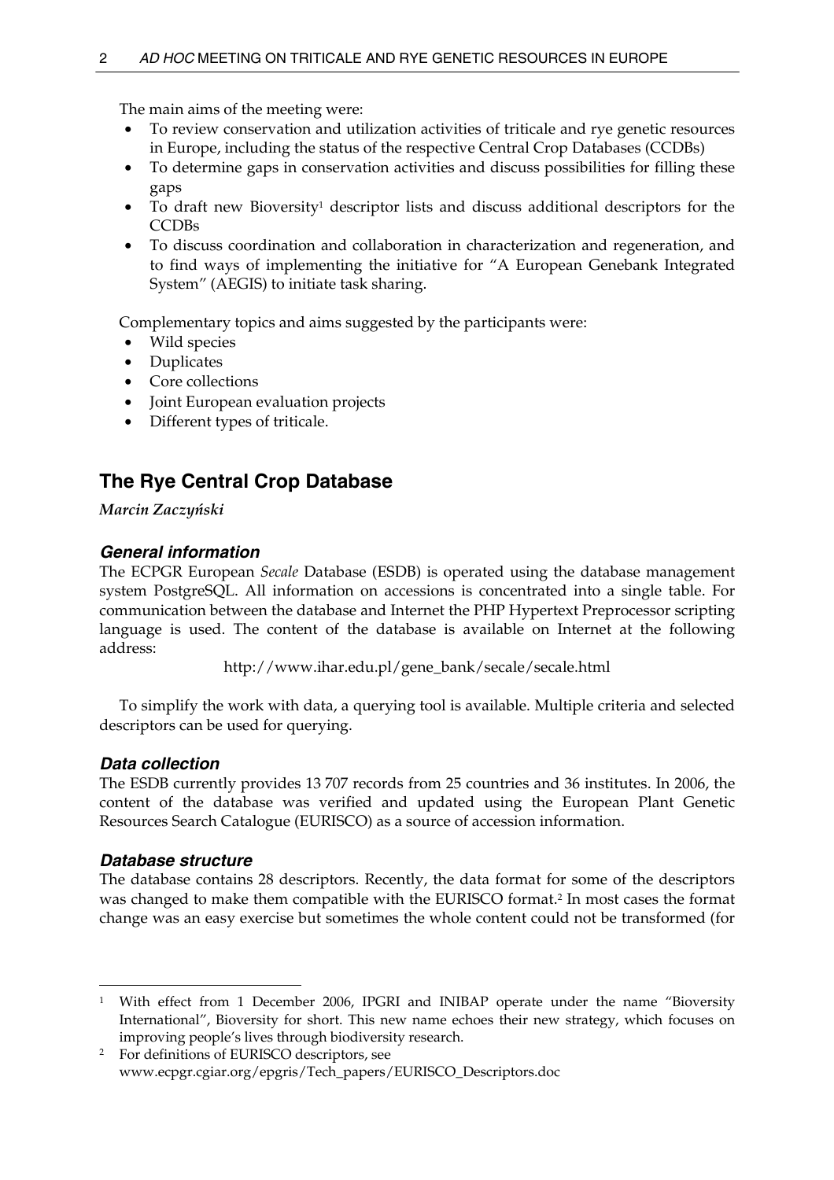The main aims of the meeting were:

- To review conservation and utilization activities of triticale and rye genetic resources in Europe, including the status of the respective Central Crop Databases (CCDBs)
- To determine gaps in conservation activities and discuss possibilities for filling these gaps
- To draft new Bioversity[1] descriptor lists and discuss additional descriptors for the CCDBs
- To discuss coordination and collaboration in characterization and regeneration, and to find ways of implementing the initiative for "A European Genebank Integrated System" (AEGIS) to initiate task sharing.

Complementary topics and aims suggested by the participants were:

- Wild species
- Duplicates
- Core collections
- Joint European evaluation projects
- Different types of triticale.

## The Rye Central Crop Database

*Marcin Zaczyński*

### General information

The ECPGR European *Secale* Database (ESDB) is operated using the database management system PostgreSQL. All information on accessions is concentrated into a single table. For communication between the database and Internet the PHP Hypertext Preprocessor scripting language is used. The content of the database is available on Internet at the following address:

http://www.ihar.edu.pl/gene_bank/secale/secale.html

To simplify the work with data, a querying tool is available. Multiple criteria and selected descriptors can be used for querying.

### Data collection

The ESDB currently provides 13 707 records from 25 countries and 36 institutes. In 2006, the content of the database was verified and updated using the European Plant Genetic Resources Search Catalogue (EURISCO) as a source of accession information.

### Database structure

The database contains 28 descriptors. Recently, the data format for some of the descriptors was changed to make them compatible with the EURISCO format.[2] In most cases the format change was an easy exercise but sometimes the whole content could not be transformed (for

---

[1] With effect from 1 December 2006, IPGRI and INIBAP operate under the name "Bioversity International", Bioversity for short. This new name echoes their new strategy, which focuses on improving people's lives through biodiversity research.

[2] For definitions of EURISCO descriptors, see www.ecpgr.cgiar.org/epgris/Tech_papers/EURISCO_Descriptors.doc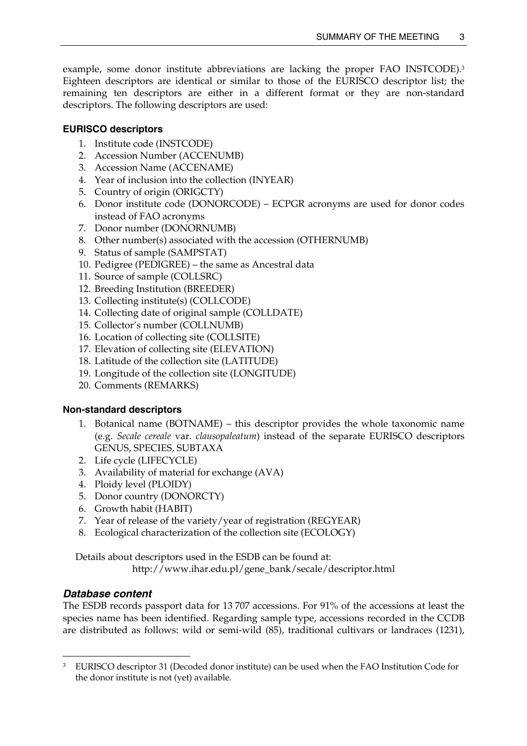example, some donor institute abbreviations are lacking the proper FAO INSTCODE).[3] Eighteen descriptors are identical or similar to those of the EURISCO descriptor list; the remaining ten descriptors are either in a different format or they are non-standard descriptors. The following descriptors are used:

**EURISCO descriptors**

1. Institute code (INSTCODE)
2. Accession Number (ACCENUMB)
3. Accession Name (ACCENAME)
4. Year of inclusion into the collection (INYEAR)
5. Country of origin (ORIGCTY)
6. Donor institute code (DONORCODE) – ECPGR acronyms are used for donor codes instead of FAO acronyms
7. Donor number (DONORNUMB)
8. Other number(s) associated with the accession (OTHERNUMB)
9. Status of sample (SAMPSTAT)
10. Pedigree (PEDIGREE) – the same as Ancestral data
11. Source of sample (COLLSRC)
12. Breeding Institution (BREEDER)
13. Collecting institute(s) (COLLCODE)
14. Collecting date of original sample (COLLDATE)
15. Collector's number (COLLNUMB)
16. Location of collecting site (COLLSITE)
17. Elevation of collecting site (ELEVATION)
18. Latitude of the collection site (LATITUDE)
19. Longitude of the collection site (LONGITUDE)
20. Comments (REMARKS)

**Non-standard descriptors**

1. Botanical name (BOTNAME) – this descriptor provides the whole taxonomic name (e.g. *Secale cereale* var. *clausopaleatum*) instead of the separate EURISCO descriptors GENUS, SPECIES, SUBTAXA
2. Life cycle (LIFECYCLE)
3. Availability of material for exchange (AVA)
4. Ploidy level (PLOIDY)
5. Donor country (DONORCTY)
6. Growth habit (HABIT)
7. Year of release of the variety/year of registration (REGYEAR)
8. Ecological characterization of the collection site (ECOLOGY)

Details about descriptors used in the ESDB can be found at:
http://www.ihar.edu.pl/gene_bank/secale/descriptor.html

### *Database content*

The ESDB records passport data for 13 707 accessions. For 91% of the accessions at least the species name has been identified. Regarding sample type, accessions recorded in the CCDB are distributed as follows: wild or semi-wild (85), traditional cultivars or landraces (1231),

[3] EURISCO descriptor 31 (Decoded donor institute) can be used when the FAO Institution Code for the donor institute is not (yet) available.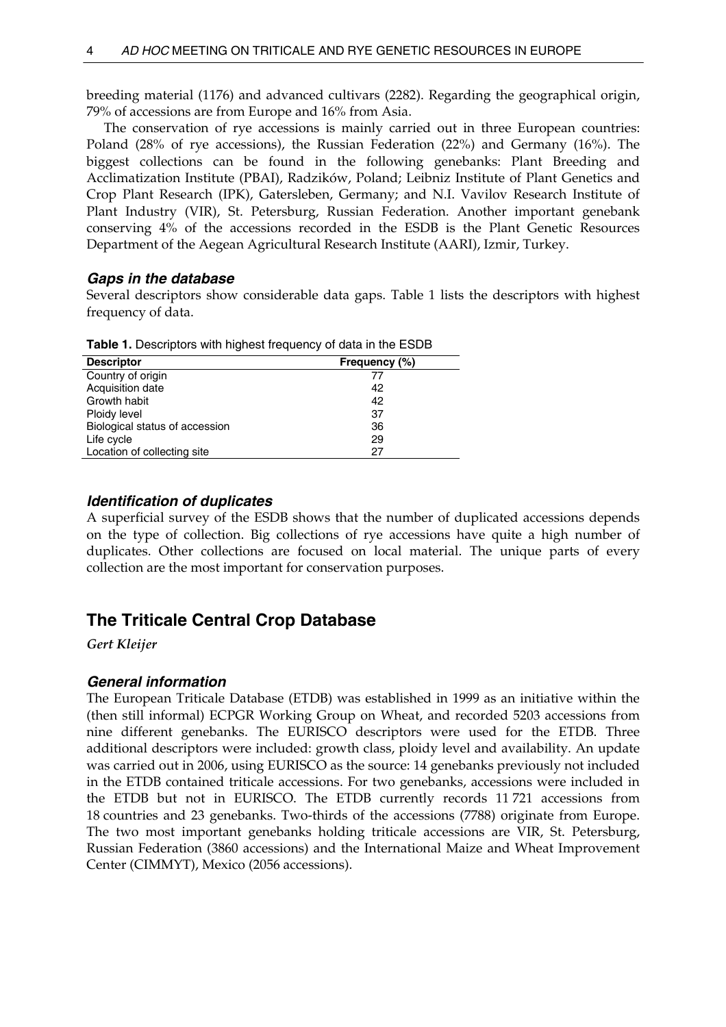breeding material (1176) and advanced cultivars (2282). Regarding the geographical origin, 79% of accessions are from Europe and 16% from Asia.

The conservation of rye accessions is mainly carried out in three European countries: Poland (28% of rye accessions), the Russian Federation (22%) and Germany (16%). The biggest collections can be found in the following genebanks: Plant Breeding and Acclimatization Institute (PBAI), Radzików, Poland; Leibniz Institute of Plant Genetics and Crop Plant Research (IPK), Gatersleben, Germany; and N.I. Vavilov Research Institute of Plant Industry (VIR), St. Petersburg, Russian Federation. Another important genebank conserving 4% of the accessions recorded in the ESDB is the Plant Genetic Resources Department of the Aegean Agricultural Research Institute (AARI), Izmir, Turkey.

### *Gaps in the database*

Several descriptors show considerable data gaps. Table 1 lists the descriptors with highest frequency of data.

**Table 1.** Descriptors with highest frequency of data in the ESDB

| Descriptor | Frequency (%) |
|---|---|
| Country of origin | 77 |
| Acquisition date | 42 |
| Growth habit | 42 |
| Ploidy level | 37 |
| Biological status of accession | 36 |
| Life cycle | 29 |
| Location of collecting site | 27 |

### *Identification of duplicates*

A superficial survey of the ESDB shows that the number of duplicated accessions depends on the type of collection. Big collections of rye accessions have quite a high number of duplicates. Other collections are focused on local material. The unique parts of every collection are the most important for conservation purposes.

## The Triticale Central Crop Database

*Gert Kleijer*

### *General information*

The European Triticale Database (ETDB) was established in 1999 as an initiative within the (then still informal) ECPGR Working Group on Wheat, and recorded 5203 accessions from nine different genebanks. The EURISCO descriptors were used for the ETDB. Three additional descriptors were included: growth class, ploidy level and availability. An update was carried out in 2006, using EURISCO as the source: 14 genebanks previously not included in the ETDB contained triticale accessions. For two genebanks, accessions were included in the ETDB but not in EURISCO. The ETDB currently records 11 721 accessions from 18 countries and 23 genebanks. Two-thirds of the accessions (7788) originate from Europe. The two most important genebanks holding triticale accessions are VIR, St. Petersburg, Russian Federation (3860 accessions) and the International Maize and Wheat Improvement Center (CIMMYT), Mexico (2056 accessions).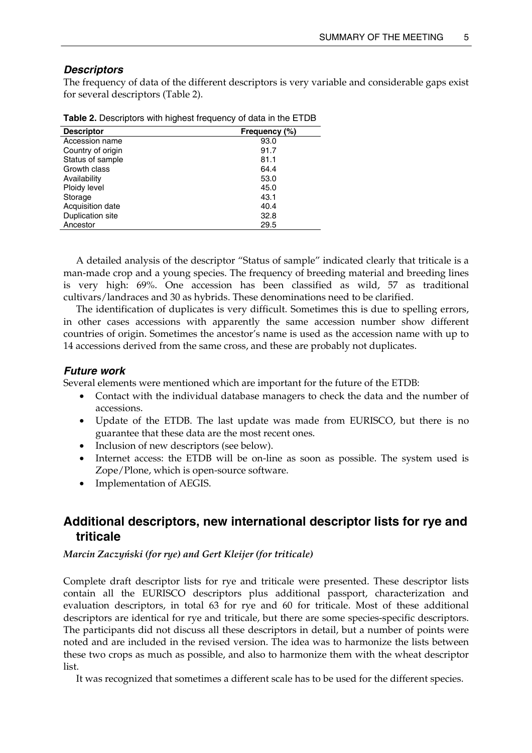### *Descriptors*

The frequency of data of the different descriptors is very variable and considerable gaps exist for several descriptors (Table 2).

**Table 2.** Descriptors with highest frequency of data in the ETDB

| Descriptor | Frequency (%) |
| --- | --- |
| Accession name | 93.0 |
| Country of origin | 91.7 |
| Status of sample | 81.1 |
| Growth class | 64.4 |
| Availability | 53.0 |
| Ploidy level | 45.0 |
| Storage | 43.1 |
| Acquisition date | 40.4 |
| Duplication site | 32.8 |
| Ancestor | 29.5 |

A detailed analysis of the descriptor "Status of sample" indicated clearly that triticale is a man-made crop and a young species. The frequency of breeding material and breeding lines is very high: 69%. One accession has been classified as wild, 57 as traditional cultivars/landraces and 30 as hybrids. These denominations need to be clarified.

The identification of duplicates is very difficult. Sometimes this is due to spelling errors, in other cases accessions with apparently the same accession number show different countries of origin. Sometimes the ancestor's name is used as the accession name with up to 14 accessions derived from the same cross, and these are probably not duplicates.

### *Future work*

Several elements were mentioned which are important for the future of the ETDB:

- Contact with the individual database managers to check the data and the number of accessions.
- Update of the ETDB. The last update was made from EURISCO, but there is no guarantee that these data are the most recent ones.
- Inclusion of new descriptors (see below).
- Internet access: the ETDB will be on-line as soon as possible. The system used is Zope/Plone, which is open-source software.
- Implementation of AEGIS.

## Additional descriptors, new international descriptor lists for rye and triticale

***Marcin Zaczyński (for rye) and Gert Kleijer (for triticale)***

Complete draft descriptor lists for rye and triticale were presented. These descriptor lists contain all the EURISCO descriptors plus additional passport, characterization and evaluation descriptors, in total 63 for rye and 60 for triticale. Most of these additional descriptors are identical for rye and triticale, but there are some species-specific descriptors. The participants did not discuss all these descriptors in detail, but a number of points were noted and are included in the revised version. The idea was to harmonize the lists between these two crops as much as possible, and also to harmonize them with the wheat descriptor list.

It was recognized that sometimes a different scale has to be used for the different species.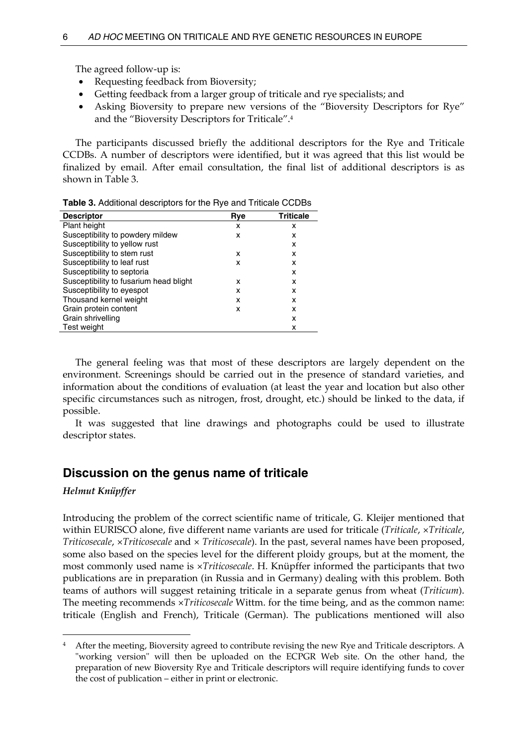The agreed follow-up is:

- Requesting feedback from Bioversity;
- Getting feedback from a larger group of triticale and rye specialists; and
- Asking Bioversity to prepare new versions of the "Bioversity Descriptors for Rye" and the "Bioversity Descriptors for Triticale".[4]

The participants discussed briefly the additional descriptors for the Rye and Triticale CCDBs. A number of descriptors were identified, but it was agreed that this list would be finalized by email. After email consultation, the final list of additional descriptors is as shown in Table 3.

**Table 3.** Additional descriptors for the Rye and Triticale CCDBs

| Descriptor | Rye | Triticale |
|---|---|---|
| Plant height | x | x |
| Susceptibility to powdery mildew | x | x |
| Susceptibility to yellow rust | | x |
| Susceptibility to stem rust | x | x |
| Susceptibility to leaf rust | x | x |
| Susceptibility to septoria | | x |
| Susceptibility to fusarium head blight | x | x |
| Susceptibility to eyespot | x | x |
| Thousand kernel weight | x | x |
| Grain protein content | x | x |
| Grain shrivelling | | x |
| Test weight | | x |

The general feeling was that most of these descriptors are largely dependent on the environment. Screenings should be carried out in the presence of standard varieties, and information about the conditions of evaluation (at least the year and location but also other specific circumstances such as nitrogen, frost, drought, etc.) should be linked to the data, if possible.

It was suggested that line drawings and photographs could be used to illustrate descriptor states.

## Discussion on the genus name of triticale

***Helmut Knüpffer***

Introducing the problem of the correct scientific name of triticale, G. Kleijer mentioned that within EURISCO alone, five different name variants are used for triticale (*Triticale*, ×*Triticale*, *Triticosecale*, ×*Triticosecale* and × *Triticosecale*). In the past, several names have been proposed, some also based on the species level for the different ploidy groups, but at the moment, the most commonly used name is ×*Triticosecale*. H. Knüpffer informed the participants that two publications are in preparation (in Russia and in Germany) dealing with this problem. Both teams of authors will suggest retaining triticale in a separate genus from wheat (*Triticum*). The meeting recommends ×*Triticosecale* Wittm. for the time being, and as the common name: triticale (English and French), Triticale (German). The publications mentioned will also

[4] After the meeting, Bioversity agreed to contribute revising the new Rye and Triticale descriptors. A "working version" will then be uploaded on the ECPGR Web site. On the other hand, the preparation of new Bioversity Rye and Triticale descriptors will require identifying funds to cover the cost of publication – either in print or electronic.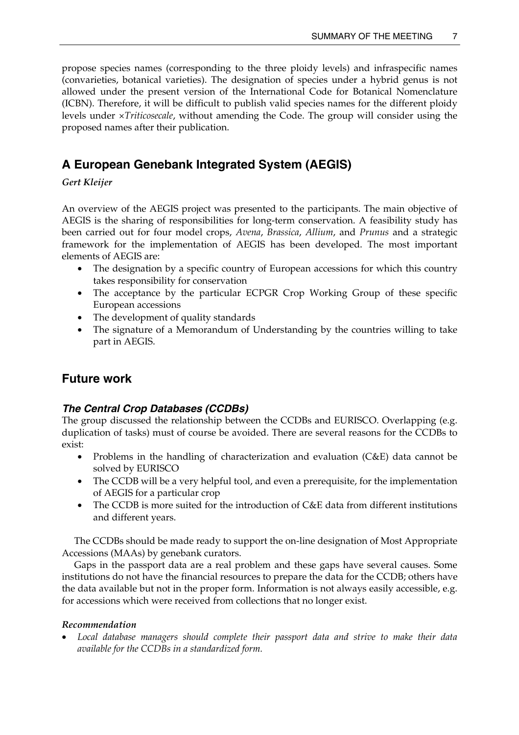propose species names (corresponding to the three ploidy levels) and infraspecific names (convarieties, botanical varieties). The designation of species under a hybrid genus is not allowed under the present version of the International Code for Botanical Nomenclature (ICBN). Therefore, it will be difficult to publish valid species names for the different ploidy levels under ×*Triticosecale*, without amending the Code. The group will consider using the proposed names after their publication.

## A European Genebank Integrated System (AEGIS)

*Gert Kleijer*

An overview of the AEGIS project was presented to the participants. The main objective of AEGIS is the sharing of responsibilities for long-term conservation. A feasibility study has been carried out for four model crops, *Avena*, *Brassica*, *Allium*, and *Prunus* and a strategic framework for the implementation of AEGIS has been developed. The most important elements of AEGIS are:

- The designation by a specific country of European accessions for which this country takes responsibility for conservation
- The acceptance by the particular ECPGR Crop Working Group of these specific European accessions
- The development of quality standards
- The signature of a Memorandum of Understanding by the countries willing to take part in AEGIS.

## Future work

### *The Central Crop Databases (CCDBs)*

The group discussed the relationship between the CCDBs and EURISCO. Overlapping (e.g. duplication of tasks) must of course be avoided. There are several reasons for the CCDBs to exist:

- Problems in the handling of characterization and evaluation (C&E) data cannot be solved by EURISCO
- The CCDB will be a very helpful tool, and even a prerequisite, for the implementation of AEGIS for a particular crop
- The CCDB is more suited for the introduction of C&E data from different institutions and different years.

The CCDBs should be made ready to support the on-line designation of Most Appropriate Accessions (MAAs) by genebank curators.

Gaps in the passport data are a real problem and these gaps have several causes. Some institutions do not have the financial resources to prepare the data for the CCDB; others have the data available but not in the proper form. Information is not always easily accessible, e.g. for accessions which were received from collections that no longer exist.

#### *Recommendation*

- *Local database managers should complete their passport data and strive to make their data available for the CCDBs in a standardized form.*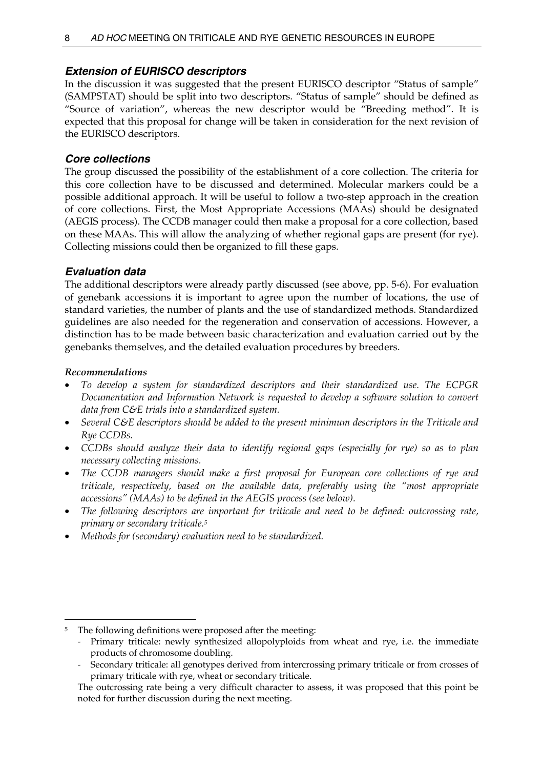### *Extension of EURISCO descriptors*

In the discussion it was suggested that the present EURISCO descriptor "Status of sample" (SAMPSTAT) should be split into two descriptors. "Status of sample" should be defined as "Source of variation", whereas the new descriptor would be "Breeding method". It is expected that this proposal for change will be taken in consideration for the next revision of the EURISCO descriptors.

### *Core collections*

The group discussed the possibility of the establishment of a core collection. The criteria for this core collection have to be discussed and determined. Molecular markers could be a possible additional approach. It will be useful to follow a two-step approach in the creation of core collections. First, the Most Appropriate Accessions (MAAs) should be designated (AEGIS process). The CCDB manager could then make a proposal for a core collection, based on these MAAs. This will allow the analyzing of whether regional gaps are present (for rye). Collecting missions could then be organized to fill these gaps.

### *Evaluation data*

The additional descriptors were already partly discussed (see above, pp. 5-6). For evaluation of genebank accessions it is important to agree upon the number of locations, the use of standard varieties, the number of plants and the use of standardized methods. Standardized guidelines are also needed for the regeneration and conservation of accessions. However, a distinction has to be made between basic characterization and evaluation carried out by the genebanks themselves, and the detailed evaluation procedures by breeders.

#### *Recommendations*

- *To develop a system for standardized descriptors and their standardized use. The ECPGR Documentation and Information Network is requested to develop a software solution to convert data from C&E trials into a standardized system.*
- *Several C&E descriptors should be added to the present minimum descriptors in the Triticale and Rye CCDBs.*
- *CCDBs should analyze their data to identify regional gaps (especially for rye) so as to plan necessary collecting missions.*
- *The CCDB managers should make a first proposal for European core collections of rye and triticale, respectively, based on the available data, preferably using the "most appropriate accessions" (MAAs) to be defined in the AEGIS process (see below).*
- *The following descriptors are important for triticale and need to be defined: outcrossing rate, primary or secondary triticale.*[5]
- *Methods for (secondary) evaluation need to be standardized.*

---

[5] The following definitions were proposed after the meeting:

- Primary triticale: newly synthesized allopolyploids from wheat and rye, i.e. the immediate products of chromosome doubling.
- Secondary triticale: all genotypes derived from intercrossing primary triticale or from crosses of primary triticale with rye, wheat or secondary triticale.

The outcrossing rate being a very difficult character to assess, it was proposed that this point be noted for further discussion during the next meeting.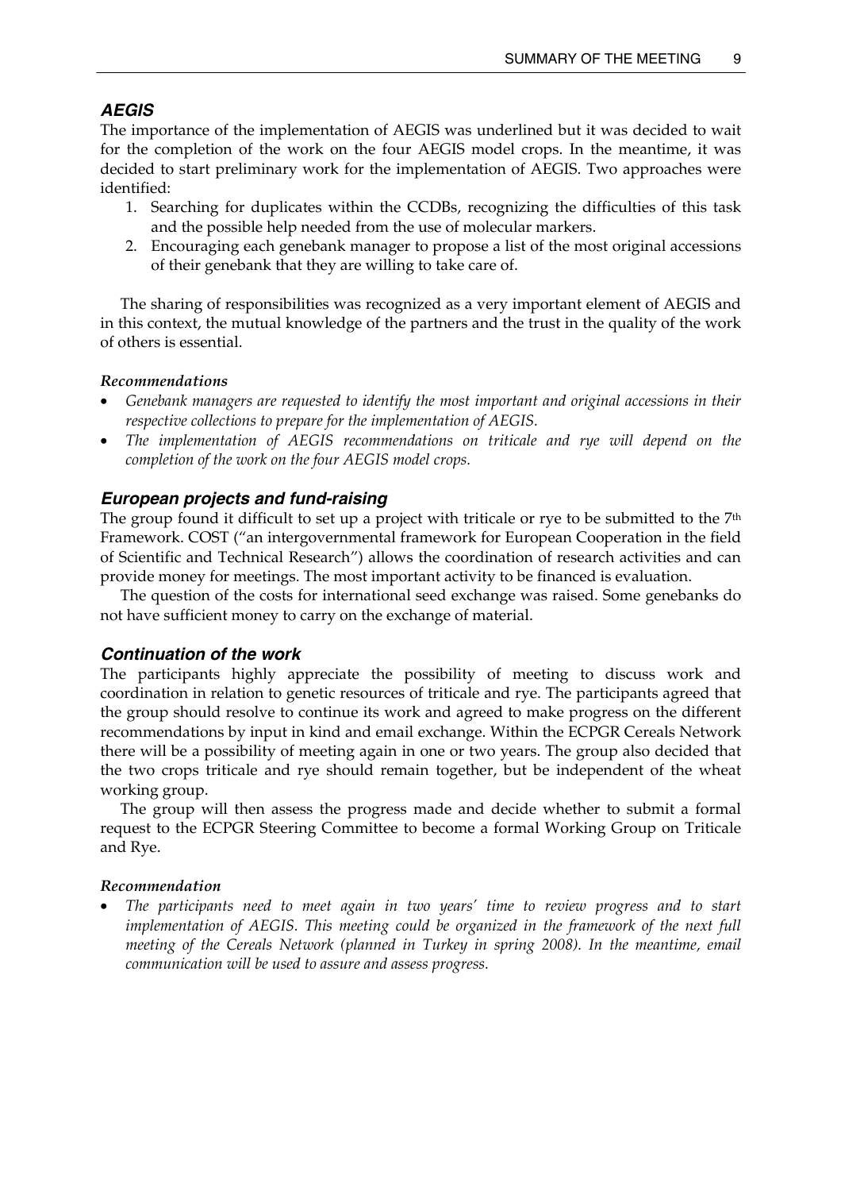### *AEGIS*

The importance of the implementation of AEGIS was underlined but it was decided to wait for the completion of the work on the four AEGIS model crops. In the meantime, it was decided to start preliminary work for the implementation of AEGIS. Two approaches were identified:

1. Searching for duplicates within the CCDBs, recognizing the difficulties of this task and the possible help needed from the use of molecular markers.
2. Encouraging each genebank manager to propose a list of the most original accessions of their genebank that they are willing to take care of.

The sharing of responsibilities was recognized as a very important element of AEGIS and in this context, the mutual knowledge of the partners and the trust in the quality of the work of others is essential.

#### *Recommendations*

- *Genebank managers are requested to identify the most important and original accessions in their respective collections to prepare for the implementation of AEGIS.*
- *The implementation of AEGIS recommendations on triticale and rye will depend on the completion of the work on the four AEGIS model crops.*

### *European projects and fund-raising*

The group found it difficult to set up a project with triticale or rye to be submitted to the 7th Framework. COST ("an intergovernmental framework for European Cooperation in the field of Scientific and Technical Research") allows the coordination of research activities and can provide money for meetings. The most important activity to be financed is evaluation.

The question of the costs for international seed exchange was raised. Some genebanks do not have sufficient money to carry on the exchange of material.

### *Continuation of the work*

The participants highly appreciate the possibility of meeting to discuss work and coordination in relation to genetic resources of triticale and rye. The participants agreed that the group should resolve to continue its work and agreed to make progress on the different recommendations by input in kind and email exchange. Within the ECPGR Cereals Network there will be a possibility of meeting again in one or two years. The group also decided that the two crops triticale and rye should remain together, but be independent of the wheat working group.

The group will then assess the progress made and decide whether to submit a formal request to the ECPGR Steering Committee to become a formal Working Group on Triticale and Rye.

#### *Recommendation*

- *The participants need to meet again in two years' time to review progress and to start implementation of AEGIS. This meeting could be organized in the framework of the next full meeting of the Cereals Network (planned in Turkey in spring 2008). In the meantime, email communication will be used to assure and assess progress.*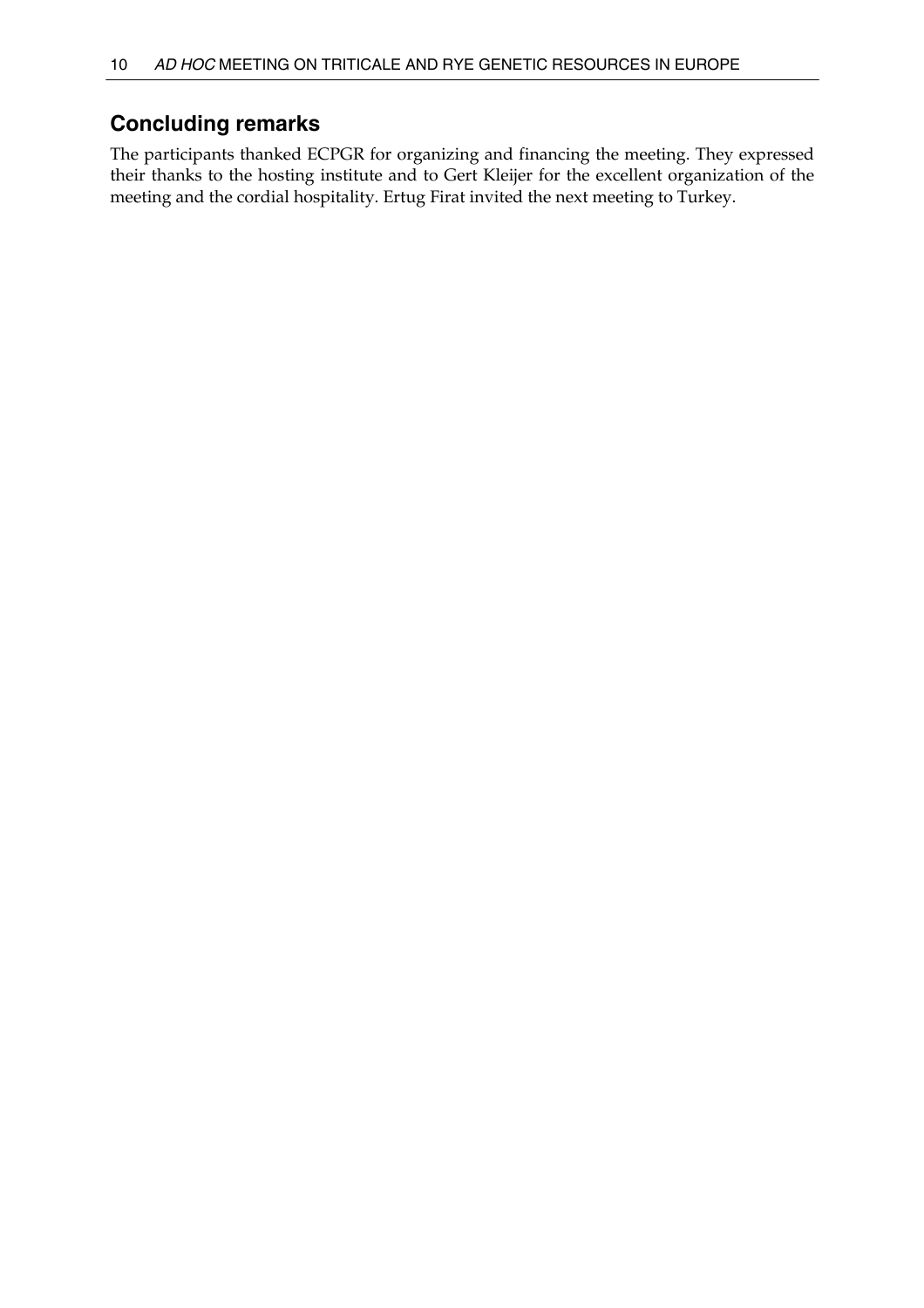## Concluding remarks

The participants thanked ECPGR for organizing and financing the meeting. They expressed their thanks to the hosting institute and to Gert Kleijer for the excellent organization of the meeting and the cordial hospitality. Ertug Firat invited the next meeting to Turkey.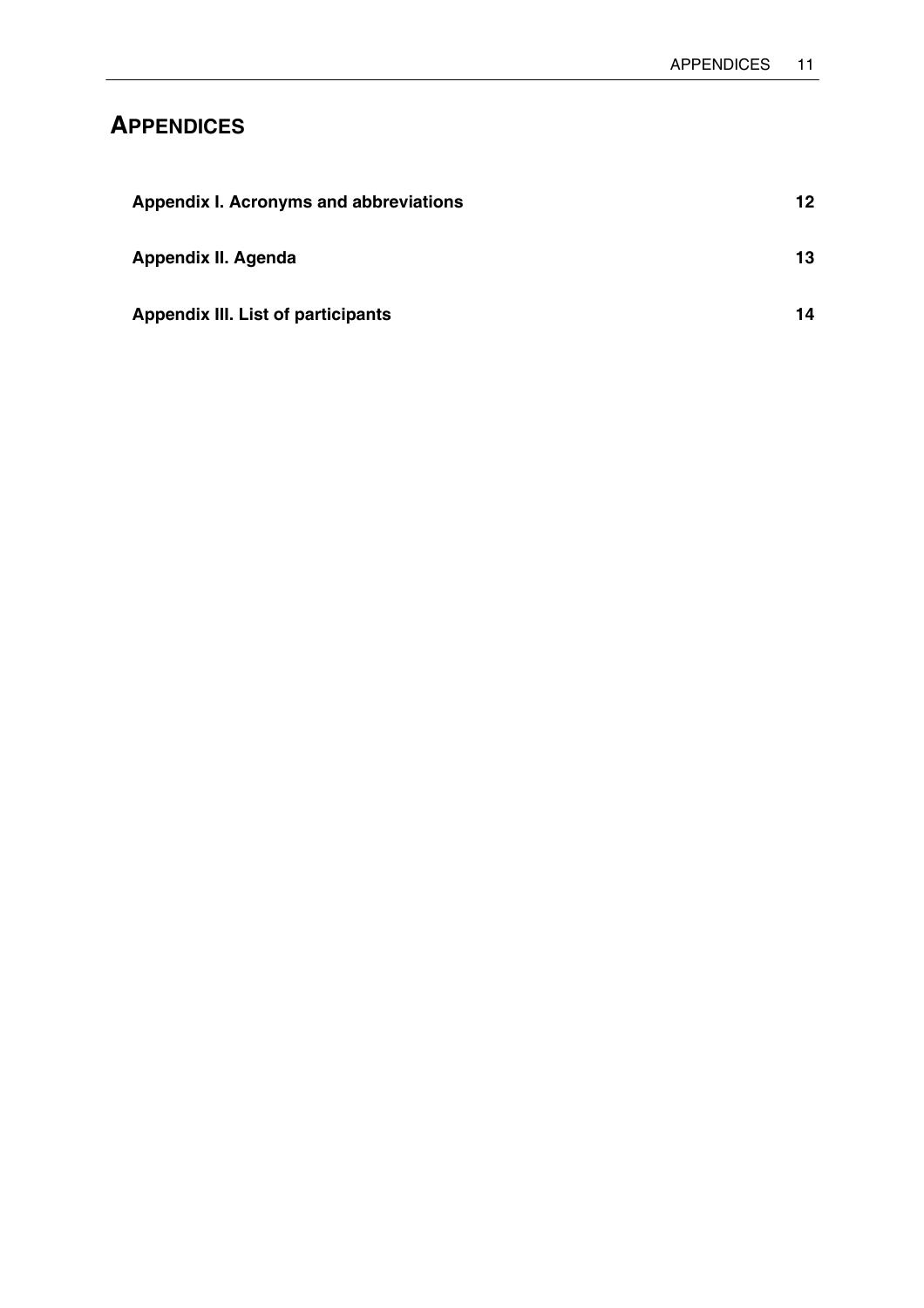# APPENDICES

**Appendix I. Acronyms and abbreviations** **12**

**Appendix II. Agenda** **13**

**Appendix III. List of participants** **14**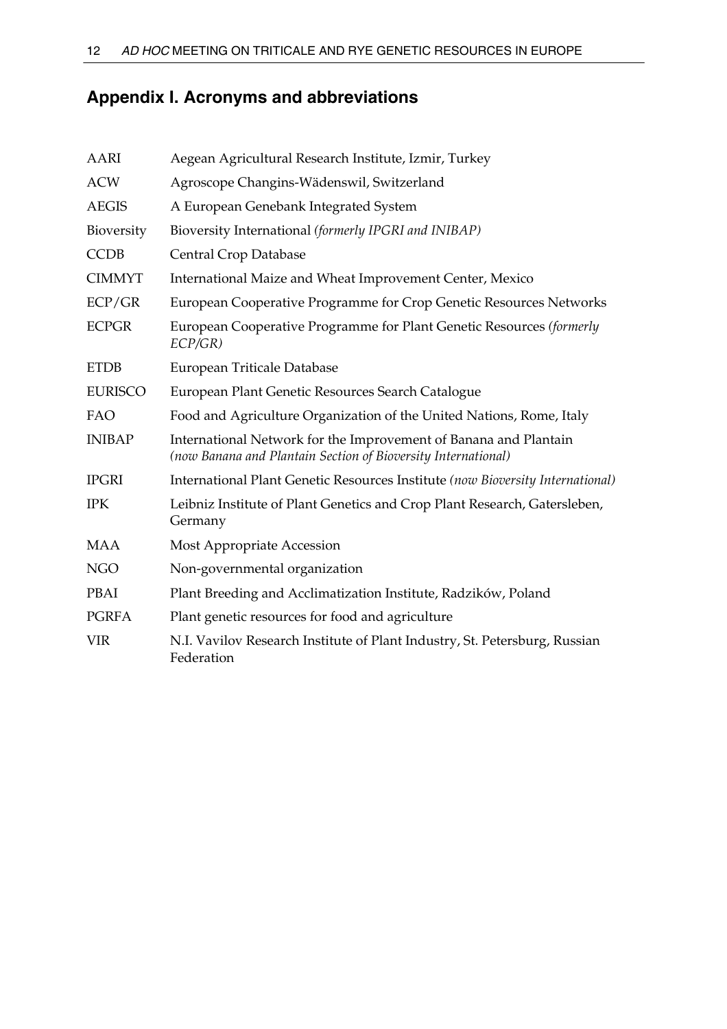## Appendix I. Acronyms and abbreviations

| | |
|---|---|
| AARI | Aegean Agricultural Research Institute, Izmir, Turkey |
| ACW | Agroscope Changins-Wädenswil, Switzerland |
| AEGIS | A European Genebank Integrated System |
| Bioversity | Bioversity International *(formerly IPGRI and INIBAP)* |
| CCDB | Central Crop Database |
| CIMMYT | International Maize and Wheat Improvement Center, Mexico |
| ECP/GR | European Cooperative Programme for Crop Genetic Resources Networks |
| ECPGR | European Cooperative Programme for Plant Genetic Resources *(formerly ECP/GR)* |
| ETDB | European Triticale Database |
| EURISCO | European Plant Genetic Resources Search Catalogue |
| FAO | Food and Agriculture Organization of the United Nations, Rome, Italy |
| INIBAP | International Network for the Improvement of Banana and Plantain *(now Banana and Plantain Section of Bioversity International)* |
| IPGRI | International Plant Genetic Resources Institute *(now Bioversity International)* |
| IPK | Leibniz Institute of Plant Genetics and Crop Plant Research, Gatersleben, Germany |
| MAA | Most Appropriate Accession |
| NGO | Non-governmental organization |
| PBAI | Plant Breeding and Acclimatization Institute, Radzików, Poland |
| PGRFA | Plant genetic resources for food and agriculture |
| VIR | N.I. Vavilov Research Institute of Plant Industry, St. Petersburg, Russian Federation |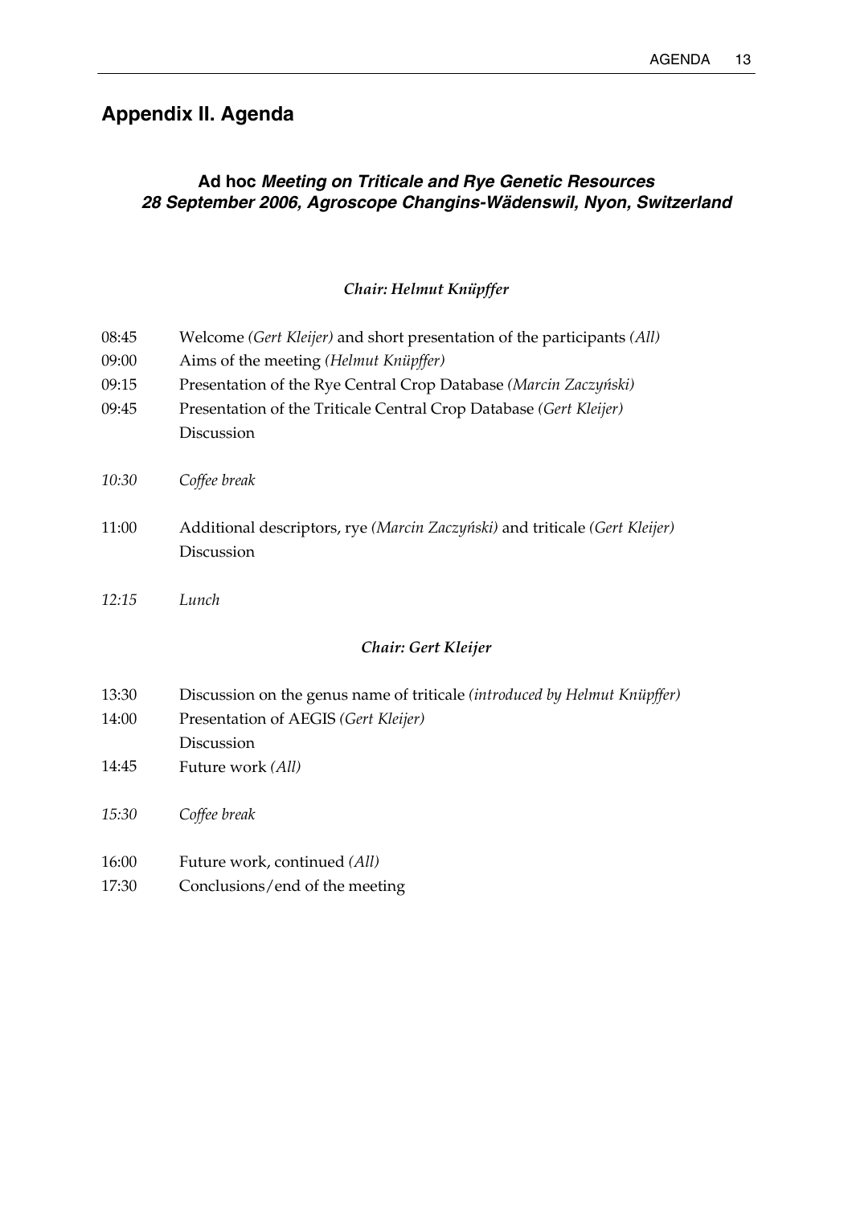## Appendix II. Agenda

### Ad hoc *Meeting on Triticale and Rye Genetic Resources*
### *28 September 2006, Agroscope Changins-Wädenswil, Nyon, Switzerland*

***Chair: Helmut Knüpffer***

08:45 Welcome *(Gert Kleijer)* and short presentation of the participants *(All)*

09:00 Aims of the meeting *(Helmut Knüpffer)*

09:15 Presentation of the Rye Central Crop Database *(Marcin Zaczyński)*

09:45 Presentation of the Triticale Central Crop Database *(Gert Kleijer)*
Discussion

*10:30 Coffee break*

11:00 Additional descriptors, rye *(Marcin Zaczyński)* and triticale *(Gert Kleijer)*
Discussion

*12:15 Lunch*

***Chair: Gert Kleijer***

13:30 Discussion on the genus name of triticale *(introduced by Helmut Knüpffer)*

14:00 Presentation of AEGIS *(Gert Kleijer)*
Discussion

14:45 Future work *(All)*

*15:30 Coffee break*

16:00 Future work, continued *(All)*

17:30 Conclusions/end of the meeting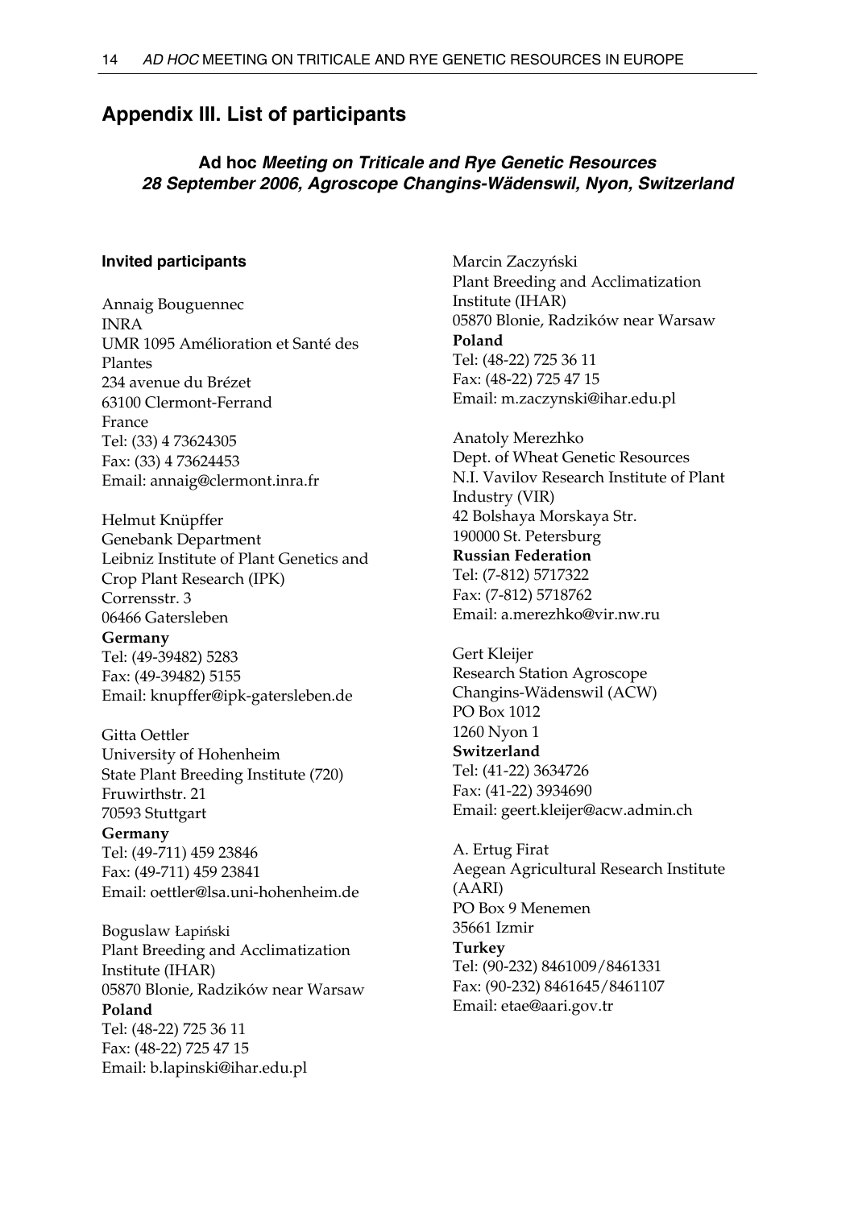## Appendix III. List of participants

### Ad hoc *Meeting on Triticale and Rye Genetic Resources* *28 September 2006, Agroscope Changins-Wädenswil, Nyon, Switzerland*

#### Invited participants

Annaig Bouguennec
INRA
UMR 1095 Amélioration et Santé des Plantes
234 avenue du Brézet
63100 Clermont-Ferrand
France
Tel: (33) 4 73624305
Fax: (33) 4 73624453
Email: annaig@clermont.inra.fr

Helmut Knüpffer
Genebank Department
Leibniz Institute of Plant Genetics and Crop Plant Research (IPK)
Corrensstr. 3
06466 Gatersleben
**Germany**
Tel: (49-39482) 5283
Fax: (49-39482) 5155
Email: knupffer@ipk-gatersleben.de

Gitta Oettler
University of Hohenheim
State Plant Breeding Institute (720)
Fruwirthstr. 21
70593 Stuttgart
**Germany**
Tel: (49-711) 459 23846
Fax: (49-711) 459 23841
Email: oettler@lsa.uni-hohenheim.de

Boguslaw Łapiński
Plant Breeding and Acclimatization Institute (IHAR)
05870 Blonie, Radzików near Warsaw
**Poland**
Tel: (48-22) 725 36 11
Fax: (48-22) 725 47 15
Email: b.lapinski@ihar.edu.pl

Marcin Zaczyński
Plant Breeding and Acclimatization Institute (IHAR)
05870 Blonie, Radzików near Warsaw
**Poland**
Tel: (48-22) 725 36 11
Fax: (48-22) 725 47 15
Email: m.zaczynski@ihar.edu.pl

Anatoly Merezhko
Dept. of Wheat Genetic Resources
N.I. Vavilov Research Institute of Plant Industry (VIR)
42 Bolshaya Morskaya Str.
190000 St. Petersburg
**Russian Federation**
Tel: (7-812) 5717322
Fax: (7-812) 5718762
Email: a.merezhko@vir.nw.ru

Gert Kleijer
Research Station Agroscope Changins-Wädenswil (ACW)
PO Box 1012
1260 Nyon 1
**Switzerland**
Tel: (41-22) 3634726
Fax: (41-22) 3934690
Email: geert.kleijer@acw.admin.ch

A. Ertug Firat
Aegean Agricultural Research Institute (AARI)
PO Box 9 Menemen
35661 Izmir
**Turkey**
Tel: (90-232) 8461009/8461331
Fax: (90-232) 8461645/8461107
Email: etae@aari.gov.tr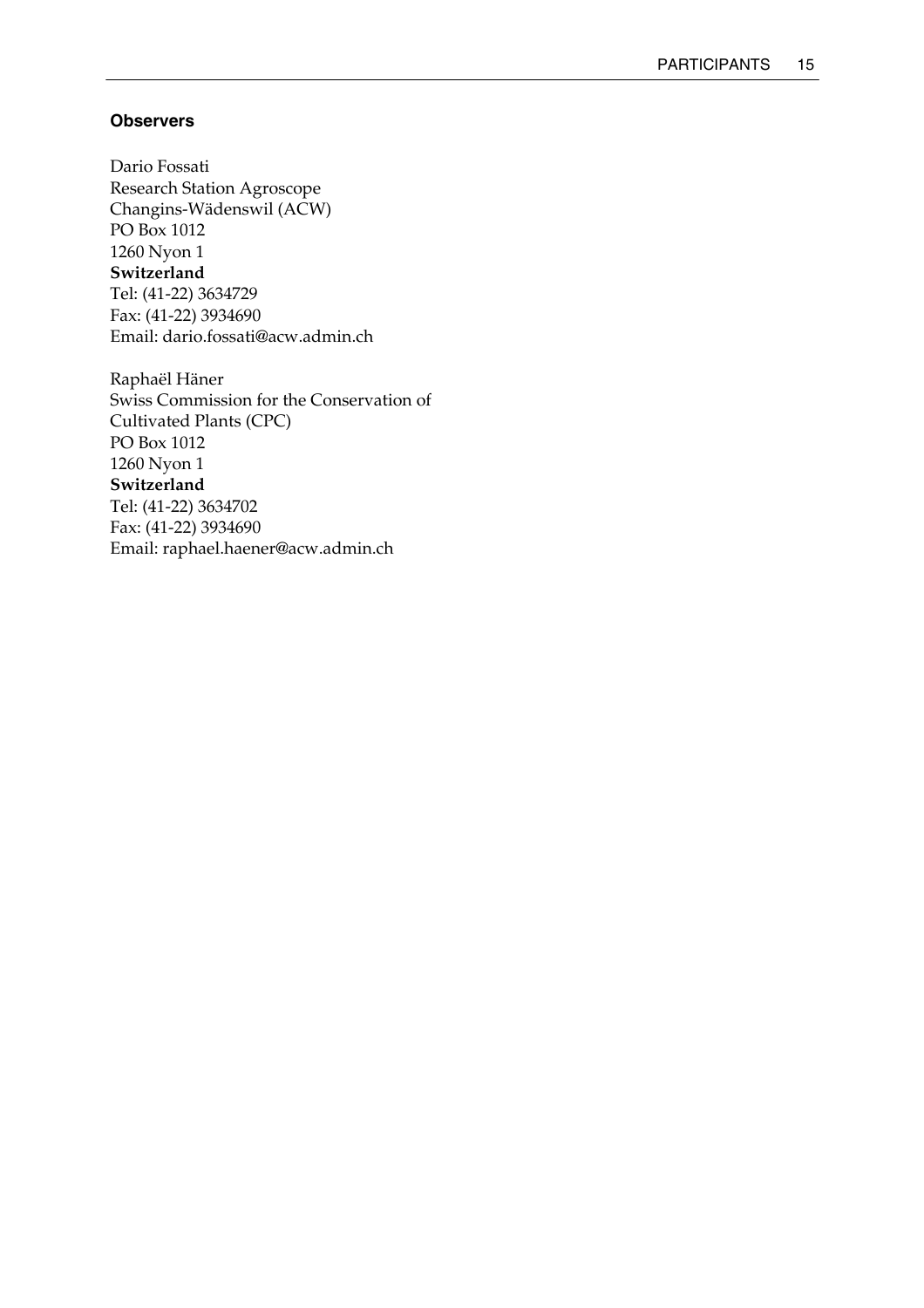### Observers

Dario Fossati  
Research Station Agroscope  
Changins-Wädenswil (ACW)  
PO Box 1012  
1260 Nyon 1  
**Switzerland**  
Tel: (41-22) 3634729  
Fax: (41-22) 3934690  
Email: dario.fossati@acw.admin.ch

Raphaël Häner  
Swiss Commission for the Conservation of  
Cultivated Plants (CPC)  
PO Box 1012  
1260 Nyon 1  
**Switzerland**  
Tel: (41-22) 3634702  
Fax: (41-22) 3934690  
Email: raphael.haener@acw.admin.ch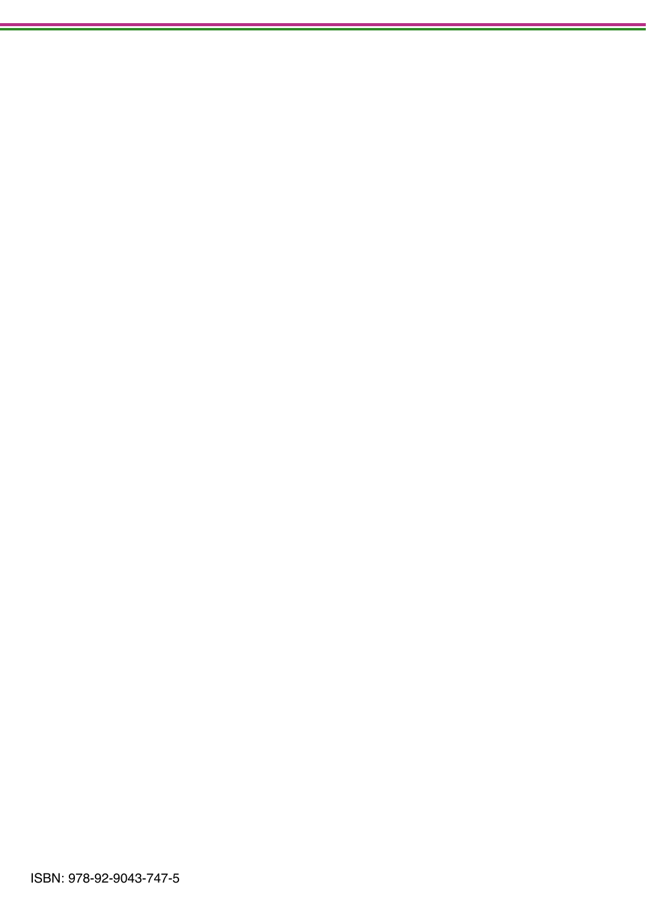ISBN: 978-92-9043-747-5